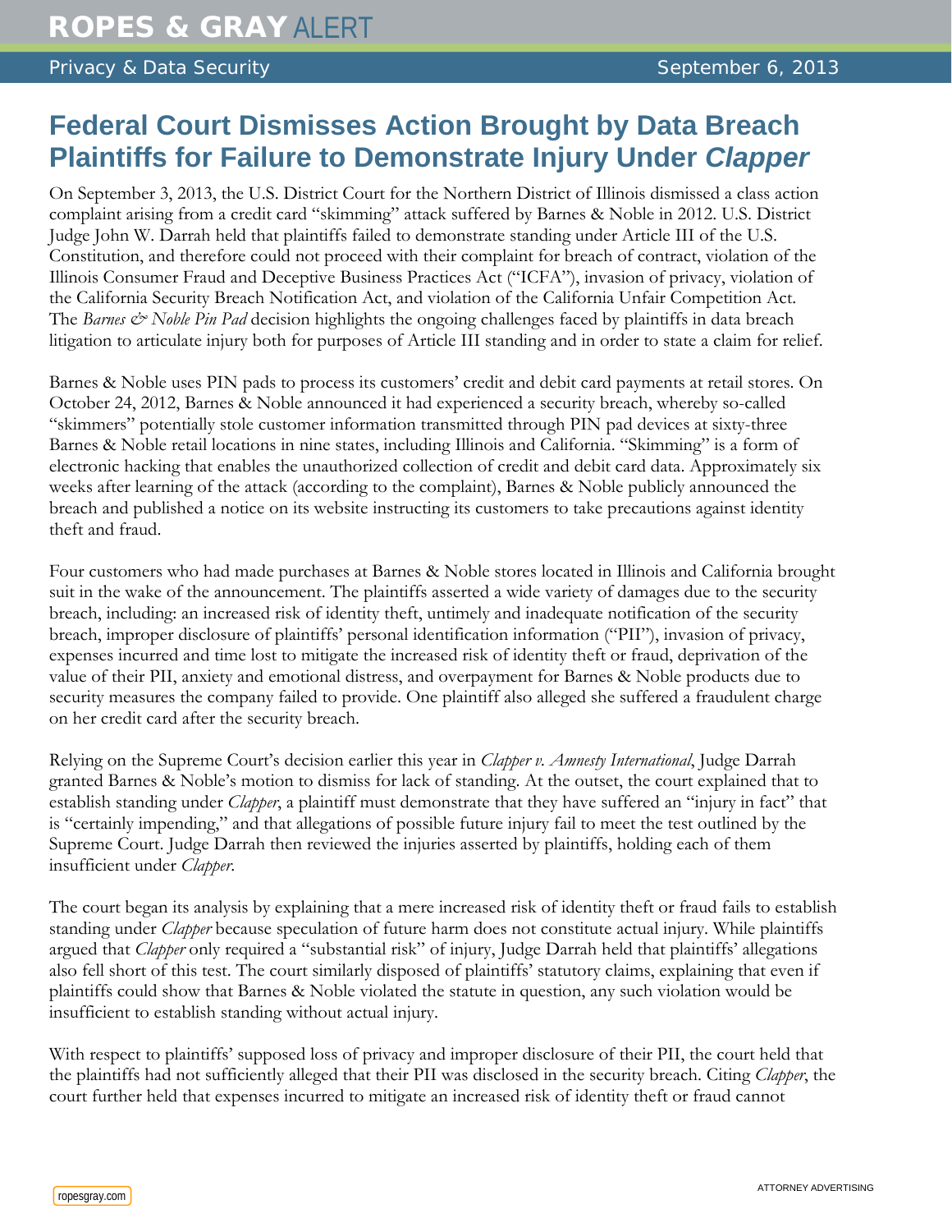ROPES & GRAY ALERT

Privacy & Data Security September 6, 2013

# Federal Court Dismisses Action Brought by Data Breach Plaintiffs for Failure to Demonstrate Injury Under *Clapper*

On September 3, 2013, the U.S. District Court for the Northern District of Illinois dismissed a class action complaint arising from a credit card "skimming" attack suffered by Barnes & Noble in 2012. U.S. District Judge John W. Darrah held that plaintiffs failed to demonstrate standing under Article III of the U.S. Constitution, and therefore could not proceed with their complaint for breach of contract, violation of the Illinois Consumer Fraud and Deceptive Business Practices Act ("ICFA"), invasion of privacy, violation of the California Security Breach Notification Act, and violation of the California Unfair Competition Act. The *Barnes & Noble Pin Pad* decision highlights the ongoing challenges faced by plaintiffs in data breach litigation to articulate injury both for purposes of Article III standing and in order to state a claim for relief.

Barnes & Noble uses PIN pads to process its customers' credit and debit card payments at retail stores. On October 24, 2012, Barnes & Noble announced it had experienced a security breach, whereby so-called "skimmers" potentially stole customer information transmitted through PIN pad devices at sixty-three Barnes & Noble retail locations in nine states, including Illinois and California. "Skimming" is a form of electronic hacking that enables the unauthorized collection of credit and debit card data. Approximately six weeks after learning of the attack (according to the complaint), Barnes & Noble publicly announced the breach and published a notice on its website instructing its customers to take precautions against identity theft and fraud.

Four customers who had made purchases at Barnes & Noble stores located in Illinois and California brought suit in the wake of the announcement. The plaintiffs asserted a wide variety of damages due to the security breach, including: an increased risk of identity theft, untimely and inadequate notification of the security breach, improper disclosure of plaintiffs' personal identification information ("PII"), invasion of privacy, expenses incurred and time lost to mitigate the increased risk of identity theft or fraud, deprivation of the value of their PII, anxiety and emotional distress, and overpayment for Barnes & Noble products due to security measures the company failed to provide. One plaintiff also alleged she suffered a fraudulent charge on her credit card after the security breach.

Relying on the Supreme Court's decision earlier this year in *Clapper v. Amnesty International*, Judge Darrah granted Barnes & Noble's motion to dismiss for lack of standing. At the outset, the court explained that to establish standing under *Clapper*, a plaintiff must demonstrate that they have suffered an "injury in fact" that is "certainly impending," and that allegations of possible future injury fail to meet the test outlined by the Supreme Court. Judge Darrah then reviewed the injuries asserted by plaintiffs, holding each of them insufficient under *Clapper*.

The court began its analysis by explaining that a mere increased risk of identity theft or fraud fails to establish standing under *Clapper* because speculation of future harm does not constitute actual injury. While plaintiffs argued that *Clapper* only required a "substantial risk" of injury, Judge Darrah held that plaintiffs' allegations also fell short of this test. The court similarly disposed of plaintiffs' statutory claims, explaining that even if plaintiffs could show that Barnes & Noble violated the statute in question, any such violation would be insufficient to establish standing without actual injury.

With respect to plaintiffs' supposed loss of privacy and improper disclosure of their PII, the court held that the plaintiffs had not sufficiently alleged that their PII was disclosed in the security breach. Citing *Clapper*, the court further held that expenses incurred to mitigate an increased risk of identity theft or fraud cannot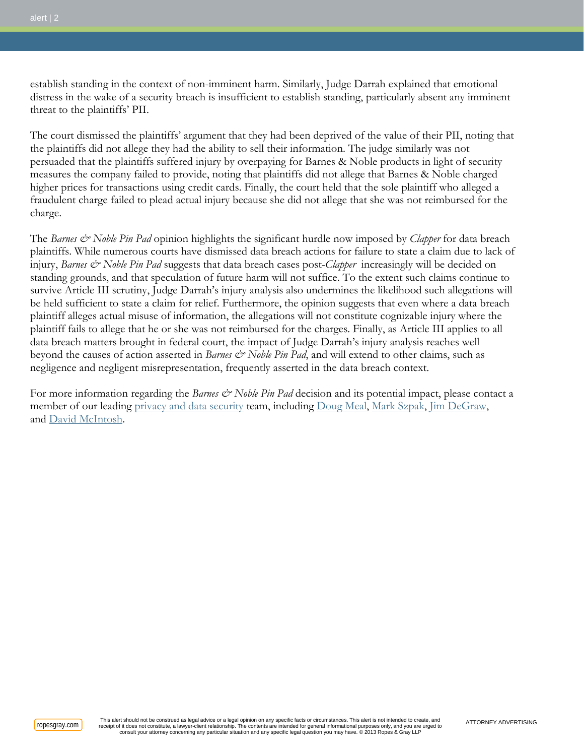establish standing in the context of non-imminent harm. Similarly, Judge Darrah explained that emotional distress in the wake of a security breach is insufficient to establish standing, particularly absent any imminent threat to the plaintiffs' PII.

The court dismissed the plaintiffs' argument that they had been deprived of the value of their PII, noting that the plaintiffs did not allege they had the ability to sell their information. The judge similarly was not persuaded that the plaintiffs suffered injury by overpaying for Barnes & Noble products in light of security measures the company failed to provide, noting that plaintiffs did not allege that Barnes & Noble charged higher prices for transactions using credit cards. Finally, the court held that the sole plaintiff who alleged a fraudulent charge failed to plead actual injury because she did not allege that she was not reimbursed for the charge.

The *Barnes & Noble Pin Pad* opinion highlights the significant hurdle now imposed by *Clapper* for data breach plaintiffs. While numerous courts have dismissed data breach actions for failure to state a claim due to lack of injury, *Barnes & Noble Pin Pad* suggests that data breach cases post-*Clapper* increasingly will be decided on standing grounds, and that speculation of future harm will not suffice. To the extent such claims continue to survive Article III scrutiny, Judge Darrah's injury analysis also undermines the likelihood such allegations will be held sufficient to state a claim for relief. Furthermore, the opinion suggests that even where a data breach plaintiff alleges actual misuse of information, the allegations will not constitute cognizable injury where the plaintiff fails to allege that he or she was not reimbursed for the charges. Finally, as Article III applies to all data breach matters brought in federal court, the impact of Judge Darrah's injury analysis reaches well beyond the causes of action asserted in *Barnes & Noble Pin Pad*, and will extend to other claims, such as negligence and negligent misrepresentation, frequently asserted in the data breach context.

For more information regarding the *Barnes & Noble Pin Pad* decision and its potential impact, please contact a member of our leading privacy and data security team, including Doug Meal, Mark Szpak, Jim DeGraw, and David McIntosh.

ropesgray.com

This alert should not be construed as legal advice or a legal opinion on any specific facts or circumstances. This alert is not intended to create, and receipt of it does not constitute, a lawyer-client relationship. The contents are intended for general informational purposes only, and you are urged to consult your attorney concerning any particular situation and any specific legal question you may have. © 2013 Ropes & Gray LLP

ATTORNEY ADVERTISING